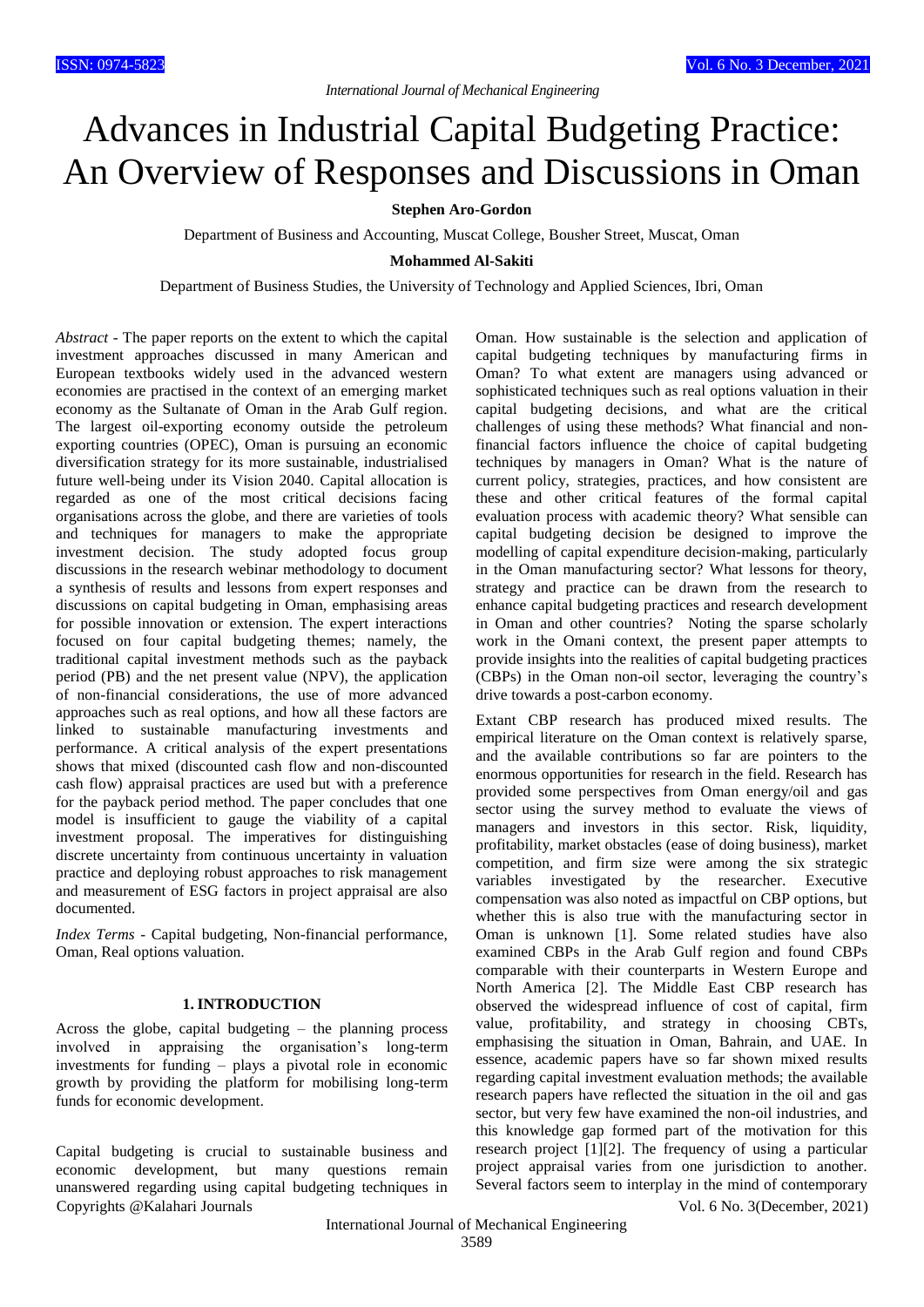# Advances in Industrial Capital Budgeting Practice: An Overview of Responses and Discussions in Oman

**Stephen Aro-Gordon**

Department of Business and Accounting, Muscat College, Bousher Street, Muscat, Oman

**Mohammed Al-Sakiti**

Department of Business Studies, the University of Technology and Applied Sciences, Ibri, Oman

*Abstract* - The paper reports on the extent to which the capital investment approaches discussed in many American and European textbooks widely used in the advanced western economies are practised in the context of an emerging market economy as the Sultanate of Oman in the Arab Gulf region. The largest oil-exporting economy outside the petroleum exporting countries (OPEC), Oman is pursuing an economic diversification strategy for its more sustainable, industrialised future well-being under its Vision 2040. Capital allocation is regarded as one of the most critical decisions facing organisations across the globe, and there are varieties of tools and techniques for managers to make the appropriate investment decision. The study adopted focus group discussions in the research webinar methodology to document a synthesis of results and lessons from expert responses and discussions on capital budgeting in Oman, emphasising areas for possible innovation or extension. The expert interactions focused on four capital budgeting themes; namely, the traditional capital investment methods such as the payback period (PB) and the net present value (NPV), the application of non-financial considerations, the use of more advanced approaches such as real options, and how all these factors are linked to sustainable manufacturing investments and performance. A critical analysis of the expert presentations shows that mixed (discounted cash flow and non-discounted cash flow) appraisal practices are used but with a preference for the payback period method. The paper concludes that one model is insufficient to gauge the viability of a capital investment proposal. The imperatives for distinguishing discrete uncertainty from continuous uncertainty in valuation practice and deploying robust approaches to risk management and measurement of ESG factors in project appraisal are also documented.

*Index Terms* - Capital budgeting, Non-financial performance, Oman, Real options valuation.

## 1. INTRODUCTION

Across the globe, capital budgeting – the planning process involved in appraising the organisation's long-term investments for funding – plays a pivotal role in economic growth by providing the platform for mobilising long-term funds for economic development.

Capital budgeting is crucial to sustainable business and economic development, but many questions remain unanswered regarding using capital budgeting techniques in Oman. How sustainable is the selection and application of capital budgeting techniques by manufacturing firms in Oman? To what extent are managers using advanced or sophisticated techniques such as real options valuation in their capital budgeting decisions, and what are the critical challenges of using these methods? What financial and non-financial factors influence the choice of capital budgeting techniques by managers in Oman? What is the nature of current policy, strategies, practices, and how consistent are these and other critical features of the formal capital evaluation process with academic theory? What sensible can capital budgeting decision be designed to improve the modelling of capital expenditure decision-making, particularly in the Oman manufacturing sector? What lessons for theory, strategy and practice can be drawn from the research to enhance capital budgeting practices and research development in Oman and other countries? Noting the sparse scholarly work in the Omani context, the present paper attempts to provide insights into the realities of capital budgeting practices (CBPs) in the Oman non-oil sector, leveraging the country's drive towards a post-carbon economy.

Extant CBP research has produced mixed results. The empirical literature on the Oman context is relatively sparse, and the available contributions so far are pointers to the enormous opportunities for research in the field. Research has provided some perspectives from Oman energy/oil and gas sector using the survey method to evaluate the views of managers and investors in this sector. Risk, liquidity, profitability, market obstacles (ease of doing business), market competition, and firm size were among the six strategic variables investigated by the researcher. Executive compensation was also noted as impactful on CBP options, but whether this is also true with the manufacturing sector in Oman is unknown [1]. Some related studies have also examined CBPs in the Arab Gulf region and found CBPs comparable with their counterparts in Western Europe and North America [2]. The Middle East CBP research has observed the widespread influence of cost of capital, firm value, profitability, and strategy in choosing CBTs, emphasising the situation in Oman, Bahrain, and UAE. In essence, academic papers have so far shown mixed results regarding capital investment evaluation methods; the available research papers have reflected the situation in the oil and gas sector, but very few have examined the non-oil industries, and this knowledge gap formed part of the motivation for this research project [1][2]. The frequency of using a particular project appraisal varies from one jurisdiction to another. Several factors seem to interplay in the mind of contemporary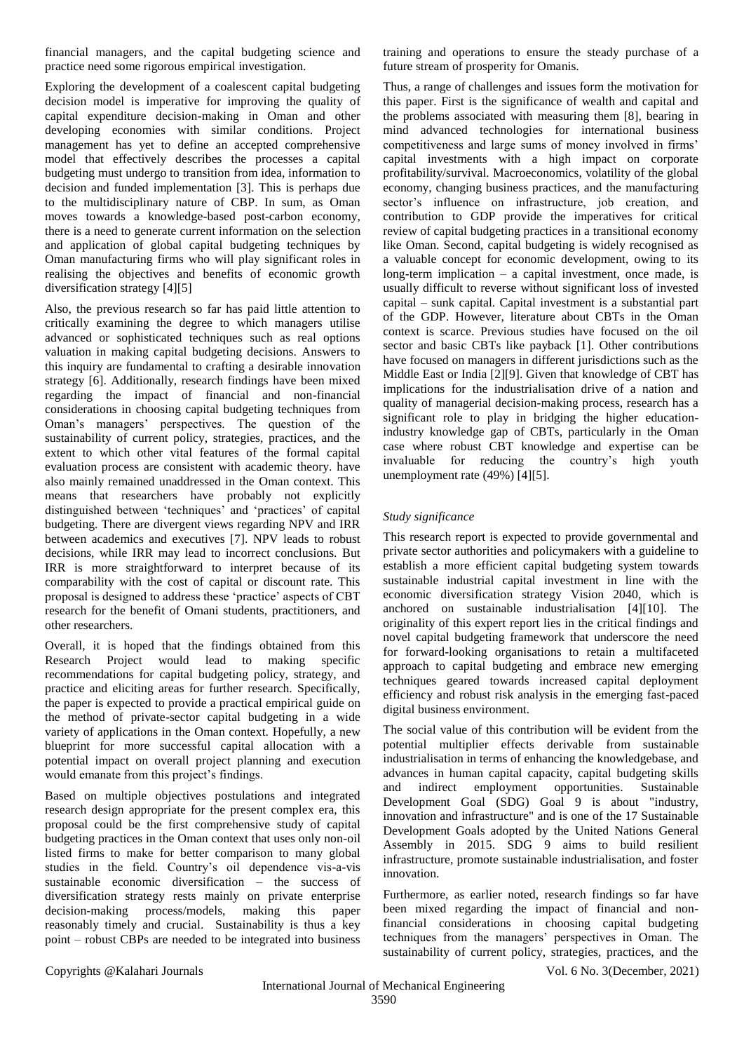financial managers, and the capital budgeting science and practice need some rigorous empirical investigation.

Exploring the development of a coalescent capital budgeting decision model is imperative for improving the quality of capital expenditure decision-making in Oman and other developing economies with similar conditions. Project management has yet to define an accepted comprehensive model that effectively describes the processes a capital budgeting must undergo to transition from idea, information to decision and funded implementation [3]. This is perhaps due to the multidisciplinary nature of CBP. In sum, as Oman moves towards a knowledge-based post-carbon economy, there is a need to generate current information on the selection and application of global capital budgeting techniques by Oman manufacturing firms who will play significant roles in realising the objectives and benefits of economic growth diversification strategy [4][5]

Also, the previous research so far has paid little attention to critically examining the degree to which managers utilise advanced or sophisticated techniques such as real options valuation in making capital budgeting decisions. Answers to this inquiry are fundamental to crafting a desirable innovation strategy [6]. Additionally, research findings have been mixed regarding the impact of financial and non-financial considerations in choosing capital budgeting techniques from Oman's managers' perspectives. The question of the sustainability of current policy, strategies, practices, and the extent to which other vital features of the formal capital evaluation process are consistent with academic theory. have also mainly remained unaddressed in the Oman context. This means that researchers have probably not explicitly distinguished between 'techniques' and 'practices' of capital budgeting. There are divergent views regarding NPV and IRR between academics and executives [7]. NPV leads to robust decisions, while IRR may lead to incorrect conclusions. But IRR is more straightforward to interpret because of its comparability with the cost of capital or discount rate. This proposal is designed to address these 'practice' aspects of CBT research for the benefit of Omani students, practitioners, and other researchers.

Overall, it is hoped that the findings obtained from this Research Project would lead to making specific recommendations for capital budgeting policy, strategy, and practice and eliciting areas for further research. Specifically, the paper is expected to provide a practical empirical guide on the method of private-sector capital budgeting in a wide variety of applications in the Oman context. Hopefully, a new blueprint for more successful capital allocation with a potential impact on overall project planning and execution would emanate from this project's findings.

Based on multiple objectives postulations and integrated research design appropriate for the present complex era, this proposal could be the first comprehensive study of capital budgeting practices in the Oman context that uses only non-oil listed firms to make for better comparison to many global studies in the field. Country's oil dependence vis-a-vis sustainable economic diversification – the success of diversification strategy rests mainly on private enterprise decision-making process/models, making this paper reasonably timely and crucial. Sustainability is thus a key point – robust CBPs are needed to be integrated into business training and operations to ensure the steady purchase of a future stream of prosperity for Omanis.

Thus, a range of challenges and issues form the motivation for this paper. First is the significance of wealth and capital and the problems associated with measuring them [8], bearing in mind advanced technologies for international business competitiveness and large sums of money involved in firms' capital investments with a high impact on corporate profitability/survival. Macroeconomics, volatility of the global economy, changing business practices, and the manufacturing sector's influence on infrastructure, job creation, and contribution to GDP provide the imperatives for critical review of capital budgeting practices in a transitional economy like Oman. Second, capital budgeting is widely recognised as a valuable concept for economic development, owing to its long-term implication – a capital investment, once made, is usually difficult to reverse without significant loss of invested capital – sunk capital. Capital investment is a substantial part of the GDP. However, literature about CBTs in the Oman context is scarce. Previous studies have focused on the oil sector and basic CBTs like payback [1]. Other contributions have focused on managers in different jurisdictions such as the Middle East or India [2][9]. Given that knowledge of CBT has implications for the industrialisation drive of a nation and quality of managerial decision-making process, research has a significant role to play in bridging the higher education-industry knowledge gap of CBTs, particularly in the Oman case where robust CBT knowledge and expertise can be invaluable for reducing the country's high youth unemployment rate (49%) [4][5].

*Study significance*

This research report is expected to provide governmental and private sector authorities and policymakers with a guideline to establish a more efficient capital budgeting system towards sustainable industrial capital investment in line with the economic diversification strategy Vision 2040, which is anchored on sustainable industrialisation [4][10]. The originality of this expert report lies in the critical findings and novel capital budgeting framework that underscore the need for forward-looking organisations to retain a multifaceted approach to capital budgeting and embrace new emerging techniques geared towards increased capital deployment efficiency and robust risk analysis in the emerging fast-paced digital business environment.

The social value of this contribution will be evident from the potential multiplier effects derivable from sustainable industrialisation in terms of enhancing the knowledgebase, and advances in human capital capacity, capital budgeting skills and indirect employment opportunities. Sustainable Development Goal (SDG) Goal 9 is about "industry, innovation and infrastructure" and is one of the 17 Sustainable Development Goals adopted by the United Nations General Assembly in 2015. SDG 9 aims to build resilient infrastructure, promote sustainable industrialisation, and foster innovation.

Furthermore, as earlier noted, research findings so far have been mixed regarding the impact of financial and non-financial considerations in choosing capital budgeting techniques from the managers' perspectives in Oman. The sustainability of current policy, strategies, practices, and the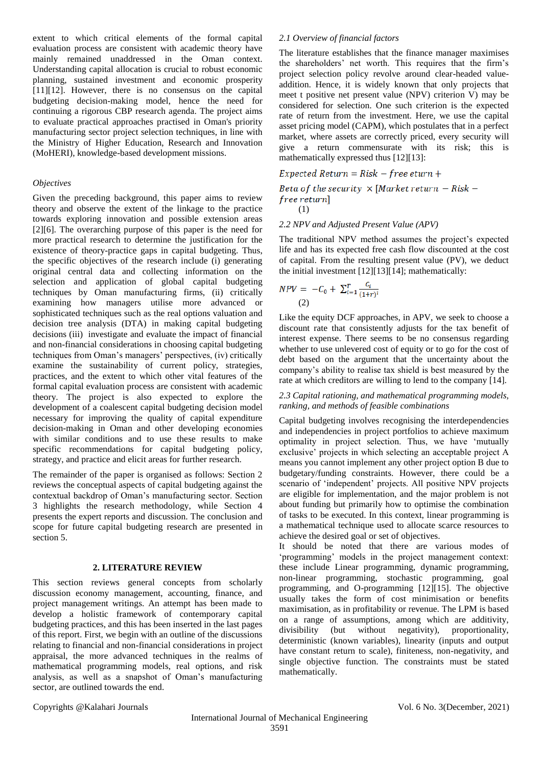extent to which critical elements of the formal capital evaluation process are consistent with academic theory have mainly remained unaddressed in the Oman context. Understanding capital allocation is crucial to robust economic planning, sustained investment and economic prosperity [11][12]. However, there is no consensus on the capital budgeting decision-making model, hence the need for continuing a rigorous CBP research agenda. The project aims to evaluate practical approaches practised in Oman's priority manufacturing sector project selection techniques, in line with the Ministry of Higher Education, Research and Innovation (MoHERI), knowledge-based development missions.

*Objectives*

Given the preceding background, this paper aims to review theory and observe the extent of the linkage to the practice towards exploring innovation and possible extension areas [2][6]. The overarching purpose of this paper is the need for more practical research to determine the justification for the existence of theory-practice gaps in capital budgeting. Thus, the specific objectives of the research include (i) generating original central data and collecting information on the selection and application of global capital budgeting techniques by Oman manufacturing firms, (ii) critically examining how managers utilise more advanced or sophisticated techniques such as the real options valuation and decision tree analysis (DTA) in making capital budgeting decisions (iii) investigate and evaluate the impact of financial and non-financial considerations in choosing capital budgeting techniques from Oman's managers' perspectives, (iv) critically examine the sustainability of current policy, strategies, practices, and the extent to which other vital features of the formal capital evaluation process are consistent with academic theory. The project is also expected to explore the development of a coalescent capital budgeting decision model necessary for improving the quality of capital expenditure decision-making in Oman and other developing economies with similar conditions and to use these results to make specific recommendations for capital budgeting policy, strategy, and practice and elicit areas for further research.

The remainder of the paper is organised as follows: Section 2 reviews the conceptual aspects of capital budgeting against the contextual backdrop of Oman's manufacturing sector. Section 3 highlights the research methodology, while Section 4 presents the expert reports and discussion. The conclusion and scope for future capital budgeting research are presented in section 5.

## 2. LITERATURE REVIEW

This section reviews general concepts from scholarly discussion economy management, accounting, finance, and project management writings. An attempt has been made to develop a holistic framework of contemporary capital budgeting practices, and this has been inserted in the last pages of this report. First, we begin with an outline of the discussions relating to financial and non-financial considerations in project appraisal, the more advanced techniques in the realms of mathematical programming models, real options, and risk analysis, as well as a snapshot of Oman's manufacturing sector, are outlined towards the end.

### *2.1 Overview of financial factors*

The literature establishes that the finance manager maximises the shareholders' net worth. This requires that the firm's project selection policy revolve around clear-headed value-addition. Hence, it is widely known that only projects that meet t positive net present value (NPV) criterion V) may be considered for selection. One such criterion is the expected rate of return from the investment. Here, we use the capital asset pricing model (CAPM), which postulates that in a perfect market, where assets are correctly priced, every security will give a return commensurate with its risk; this is mathematically expressed thus [12][13]:

$$Expected\ Return = Risk-free\ eturn + Beta\ of\ the\ security \times [Market\ return - Risk-free\ return] \quad (1)$$

### *2.2 NPV and Adjusted Present Value (APV)*

The traditional NPV method assumes the project's expected life and has its expected free cash flow discounted at the cost of capital. From the resulting present value (PV), we deduct the initial investment [12][13][14]; mathematically:

$$NPV = -C_0 + \sum_{i=1}^{T} \frac{C_i}{(1+r)^i} \quad (2)$$

Like the equity DCF approaches, in APV, we seek to choose a discount rate that consistently adjusts for the tax benefit of interest expense. There seems to be no consensus regarding whether to use unlevered cost of equity or to go for the cost of debt based on the argument that the uncertainty about the company's ability to realise tax shield is best measured by the rate at which creditors are willing to lend to the company [14].

### *2.3 Capital rationing, and mathematical programming models, ranking, and methods of feasible combinations*

Capital budgeting involves recognising the interdependencies and independencies in project portfolios to achieve maximum optimality in project selection. Thus, we have 'mutually exclusive' projects in which selecting an acceptable project A means you cannot implement any other project option B due to budgetary/funding constraints. However, there could be a scenario of 'independent' projects. All positive NPV projects are eligible for implementation, and the major problem is not about funding but primarily how to optimise the combination of tasks to be executed. In this context, linear programming is a mathematical technique used to allocate scarce resources to achieve the desired goal or set of objectives.

It should be noted that there are various modes of 'programming' models in the project management context: these include Linear programming, dynamic programming, non-linear programming, stochastic programming, goal programming, and O-programming [12][15]. The objective usually takes the form of cost minimisation or benefits maximisation, as in profitability or revenue. The LPM is based on a range of assumptions, among which are additivity, divisibility (but without negativity), proportionality, deterministic (known variables), linearity (inputs and output have constant return to scale), finiteness, non-negativity, and single objective function. The constraints must be stated mathematically.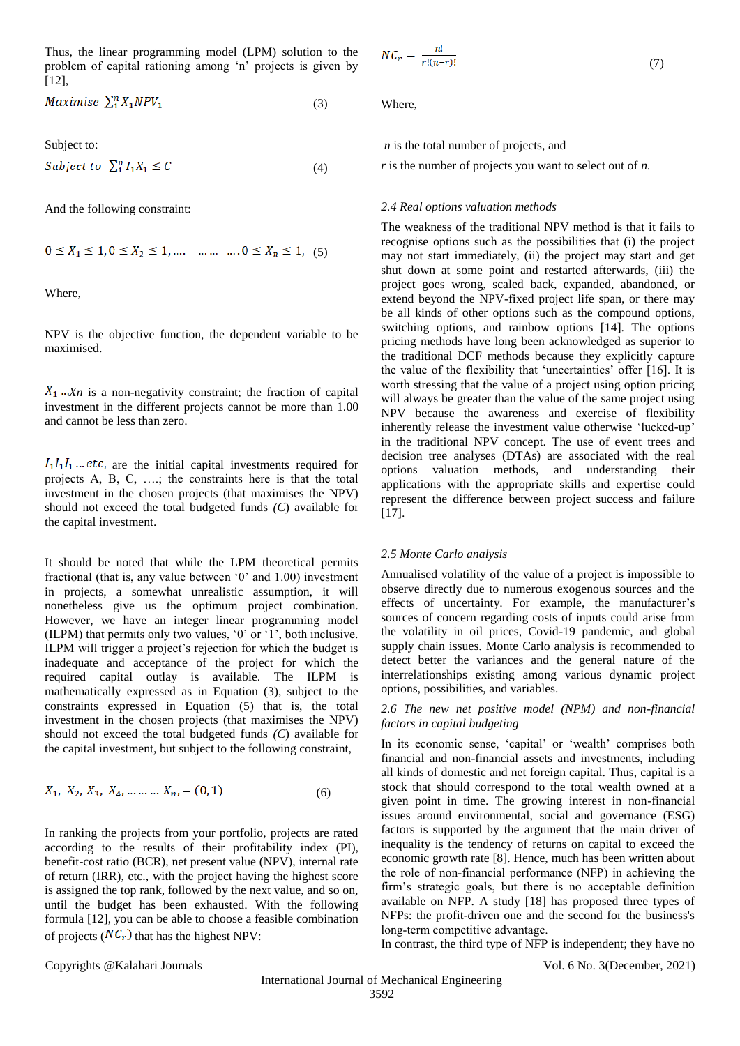Thus, the linear programming model (LPM) solution to the problem of capital rationing among 'n' projects is given by [12],

$$Maximise \ \sum_1^n X_1 NPV_1 \quad (3)$$

Subject to:

$$Subject\ to \ \ \sum_1^n I_1 X_1 \leq C \quad (4)$$

And the following constraint:

$$0 \leq X_1 \leq 1, 0 \leq X_2 \leq 1, \ldots. \ \ldots\ldots \ \ldots. 0 \leq X_n \leq 1, \quad (5)$$

Where,

NPV is the objective function, the dependent variable to be maximised.

$X_1 ..Xn$ is a non-negativity constraint; the fraction of capital investment in the different projects cannot be more than 1.00 and cannot be less than zero.

$I_1 I_1 I_1 \ldots etc$, are the initial capital investments required for projects A, B, C, ….; the constraints here is that the total investment in the chosen projects (that maximises the NPV) should not exceed the total budgeted funds *(C)* available for the capital investment.

It should be noted that while the LPM theoretical permits fractional (that is, any value between '0' and 1.00) investment in projects, a somewhat unrealistic assumption, it will nonetheless give us the optimum project combination. However, we have an integer linear programming model (ILPM) that permits only two values, '0' or '1', both inclusive. ILPM will trigger a project's rejection for which the budget is inadequate and acceptance of the project for which the required capital outlay is available. The ILPM is mathematically expressed as in Equation (3), subject to the constraints expressed in Equation (5) that is, the total investment in the chosen projects (that maximises the NPV) should not exceed the total budgeted funds *(C)* available for the capital investment, but subject to the following constraint,

$$X_1, \ X_2, \ X_3, \ X_4, \ldots\ldots\ldots \ X_n, = (0, 1) \quad (6)$$

In ranking the projects from your portfolio, projects are rated according to the results of their profitability index (PI), benefit-cost ratio (BCR), net present value (NPV), internal rate of return (IRR), etc., with the project having the highest score is assigned the top rank, followed by the next value, and so on, until the budget has been exhausted. With the following formula [12], you can be able to choose a feasible combination of projects ($NC_r$) that has the highest NPV:

$$NC_r = \frac{n!}{r!(n-r)!} \quad (7)$$

Where,

*n* is the total number of projects, and

*r* is the number of projects you want to select out of *n.*

### *2.4 Real options valuation methods*

The weakness of the traditional NPV method is that it fails to recognise options such as the possibilities that (i) the project may not start immediately, (ii) the project may start and get shut down at some point and restarted afterwards, (iii) the project goes wrong, scaled back, expanded, abandoned, or extend beyond the NPV-fixed project life span, or there may be all kinds of other options such as the compound options, switching options, and rainbow options [14]. The options pricing methods have long been acknowledged as superior to the traditional DCF methods because they explicitly capture the value of the flexibility that 'uncertainties' offer [16]. It is worth stressing that the value of a project using option pricing will always be greater than the value of the same project using NPV because the awareness and exercise of flexibility inherently release the investment value otherwise 'lucked-up' in the traditional NPV concept. The use of event trees and decision tree analyses (DTAs) are associated with the real options valuation methods, and understanding their applications with the appropriate skills and expertise could represent the difference between project success and failure [17].

### *2.5 Monte Carlo analysis*

Annualised volatility of the value of a project is impossible to observe directly due to numerous exogenous sources and the effects of uncertainty. For example, the manufacturer's sources of concern regarding costs of inputs could arise from the volatility in oil prices, Covid-19 pandemic, and global supply chain issues. Monte Carlo analysis is recommended to detect better the variances and the general nature of the interrelationships existing among various dynamic project options, possibilities, and variables.

### *2.6 The new net positive model (NPM) and non-financial factors in capital budgeting*

In its economic sense, 'capital' or 'wealth' comprises both financial and non-financial assets and investments, including all kinds of domestic and net foreign capital. Thus, capital is a stock that should correspond to the total wealth owned at a given point in time. The growing interest in non-financial issues around environmental, social and governance (ESG) factors is supported by the argument that the main driver of inequality is the tendency of returns on capital to exceed the economic growth rate [8]. Hence, much has been written about the role of non-financial performance (NFP) in achieving the firm's strategic goals, but there is no acceptable definition available on NFP. A study [18] has proposed three types of NFPs: the profit-driven one and the second for the business's long-term competitive advantage.
In contrast, the third type of NFP is independent; they have no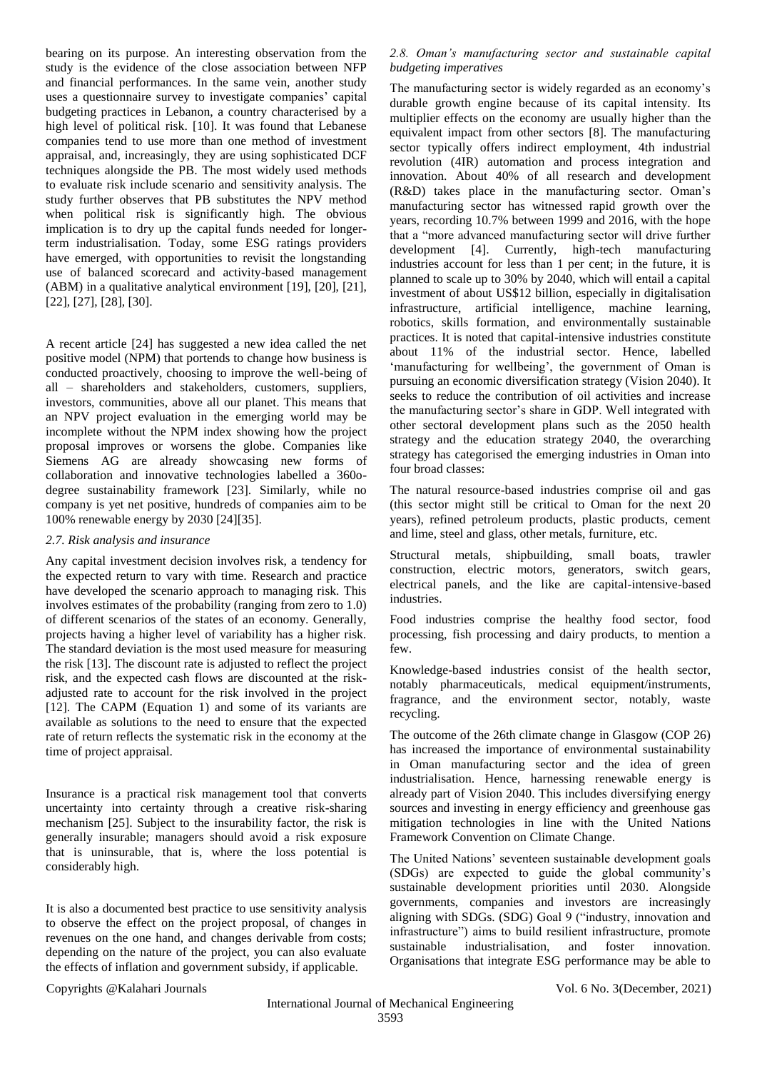bearing on its purpose. An interesting observation from the study is the evidence of the close association between NFP and financial performances. In the same vein, another study uses a questionnaire survey to investigate companies' capital budgeting practices in Lebanon, a country characterised by a high level of political risk. [10]. It was found that Lebanese companies tend to use more than one method of investment appraisal, and, increasingly, they are using sophisticated DCF techniques alongside the PB. The most widely used methods to evaluate risk include scenario and sensitivity analysis. The study further observes that PB substitutes the NPV method when political risk is significantly high. The obvious implication is to dry up the capital funds needed for longer-term industrialisation. Today, some ESG ratings providers have emerged, with opportunities to revisit the longstanding use of balanced scorecard and activity-based management (ABM) in a qualitative analytical environment [19], [20], [21], [22], [27], [28], [30].

A recent article [24] has suggested a new idea called the net positive model (NPM) that portends to change how business is conducted proactively, choosing to improve the well-being of all – shareholders and stakeholders, customers, suppliers, investors, communities, above all our planet. This means that an NPV project evaluation in the emerging world may be incomplete without the NPM index showing how the project proposal improves or worsens the globe. Companies like Siemens AG are already showcasing new forms of collaboration and innovative technologies labelled a 360o-degree sustainability framework [23]. Similarly, while no company is yet net positive, hundreds of companies aim to be 100% renewable energy by 2030 [24][35].

### *2.7. Risk analysis and insurance*

Any capital investment decision involves risk, a tendency for the expected return to vary with time. Research and practice have developed the scenario approach to managing risk. This involves estimates of the probability (ranging from zero to 1.0) of different scenarios of the states of an economy. Generally, projects having a higher level of variability has a higher risk. The standard deviation is the most used measure for measuring the risk [13]. The discount rate is adjusted to reflect the project risk, and the expected cash flows are discounted at the risk-adjusted rate to account for the risk involved in the project [12]. The CAPM (Equation 1) and some of its variants are available as solutions to the need to ensure that the expected rate of return reflects the systematic risk in the economy at the time of project appraisal.

Insurance is a practical risk management tool that converts uncertainty into certainty through a creative risk-sharing mechanism [25]. Subject to the insurability factor, the risk is generally insurable; managers should avoid a risk exposure that is uninsurable, that is, where the loss potential is considerably high.

It is also a documented best practice to use sensitivity analysis to observe the effect on the project proposal, of changes in revenues on the one hand, and changes derivable from costs; depending on the nature of the project, you can also evaluate the effects of inflation and government subsidy, if applicable.

### *2.8. Oman's manufacturing sector and sustainable capital budgeting imperatives*

The manufacturing sector is widely regarded as an economy's durable growth engine because of its capital intensity. Its multiplier effects on the economy are usually higher than the equivalent impact from other sectors [8]. The manufacturing sector typically offers indirect employment, 4th industrial revolution (4IR) automation and process integration and innovation. About 40% of all research and development (R&D) takes place in the manufacturing sector. Oman's manufacturing sector has witnessed rapid growth over the years, recording 10.7% between 1999 and 2016, with the hope that a "more advanced manufacturing sector will drive further development [4]. Currently, high-tech manufacturing industries account for less than 1 per cent; in the future, it is planned to scale up to 30% by 2040, which will entail a capital investment of about US$12 billion, especially in digitalisation infrastructure, artificial intelligence, machine learning, robotics, skills formation, and environmentally sustainable practices. It is noted that capital-intensive industries constitute about 11% of the industrial sector. Hence, labelled 'manufacturing for wellbeing', the government of Oman is pursuing an economic diversification strategy (Vision 2040). It seeks to reduce the contribution of oil activities and increase the manufacturing sector's share in GDP. Well integrated with other sectoral development plans such as the 2050 health strategy and the education strategy 2040, the overarching strategy has categorised the emerging industries in Oman into four broad classes:

The natural resource-based industries comprise oil and gas (this sector might still be critical to Oman for the next 20 years), refined petroleum products, plastic products, cement and lime, steel and glass, other metals, furniture, etc.

Structural metals, shipbuilding, small boats, trawler construction, electric motors, generators, switch gears, electrical panels, and the like are capital-intensive-based industries.

Food industries comprise the healthy food sector, food processing, fish processing and dairy products, to mention a few.

Knowledge-based industries consist of the health sector, notably pharmaceuticals, medical equipment/instruments, fragrance, and the environment sector, notably, waste recycling.

The outcome of the 26th climate change in Glasgow (COP 26) has increased the importance of environmental sustainability in Oman manufacturing sector and the idea of green industrialisation. Hence, harnessing renewable energy is already part of Vision 2040. This includes diversifying energy sources and investing in energy efficiency and greenhouse gas mitigation technologies in line with the United Nations Framework Convention on Climate Change.

The United Nations' seventeen sustainable development goals (SDGs) are expected to guide the global community's sustainable development priorities until 2030. Alongside governments, companies and investors are increasingly aligning with SDGs. (SDG) Goal 9 ("industry, innovation and infrastructure") aims to build resilient infrastructure, promote sustainable industrialisation, and foster innovation. Organisations that integrate ESG performance may be able to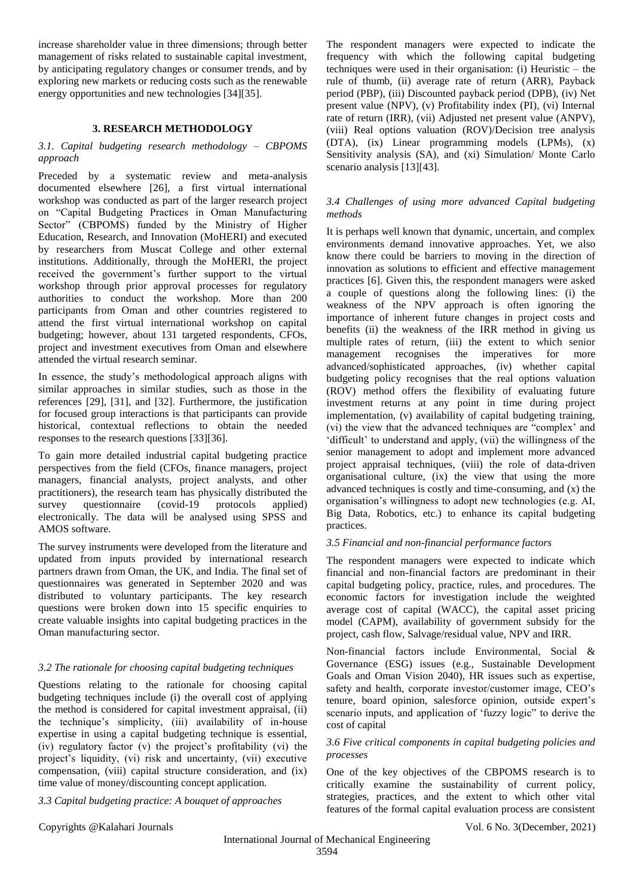increase shareholder value in three dimensions; through better management of risks related to sustainable capital investment, by anticipating regulatory changes or consumer trends, and by exploring new markets or reducing costs such as the renewable energy opportunities and new technologies [34][35].

## 3. RESEARCH METHODOLOGY

### *3.1. Capital budgeting research methodology – CBPOMS approach*

Preceded by a systematic review and meta-analysis documented elsewhere [26], a first virtual international workshop was conducted as part of the larger research project on "Capital Budgeting Practices in Oman Manufacturing Sector" (CBPOMS) funded by the Ministry of Higher Education, Research, and Innovation (MoHERI) and executed by researchers from Muscat College and other external institutions. Additionally, through the MoHERI, the project received the government's further support to the virtual workshop through prior approval processes for regulatory authorities to conduct the workshop. More than 200 participants from Oman and other countries registered to attend the first virtual international workshop on capital budgeting; however, about 131 targeted respondents, CFOs, project and investment executives from Oman and elsewhere attended the virtual research seminar.

In essence, the study's methodological approach aligns with similar approaches in similar studies, such as those in the references [29], [31], and [32]. Furthermore, the justification for focused group interactions is that participants can provide historical, contextual reflections to obtain the needed responses to the research questions [33][36].

To gain more detailed industrial capital budgeting practice perspectives from the field (CFOs, finance managers, project managers, financial analysts, project analysts, and other practitioners), the research team has physically distributed the survey questionnaire (covid-19 protocols applied) electronically. The data will be analysed using SPSS and AMOS software.

The survey instruments were developed from the literature and updated from inputs provided by international research partners drawn from Oman, the UK, and India. The final set of questionnaires was generated in September 2020 and was distributed to voluntary participants. The key research questions were broken down into 15 specific enquiries to create valuable insights into capital budgeting practices in the Oman manufacturing sector.

### *3.2 The rationale for choosing capital budgeting techniques*

Questions relating to the rationale for choosing capital budgeting techniques include (i) the overall cost of applying the method is considered for capital investment appraisal, (ii) the technique's simplicity, (iii) availability of in-house expertise in using a capital budgeting technique is essential, (iv) regulatory factor (v) the project's profitability (vi) the project's liquidity, (vi) risk and uncertainty, (vii) executive compensation, (viii) capital structure consideration, and (ix) time value of money/discounting concept application.

### *3.3 Capital budgeting practice: A bouquet of approaches*

The respondent managers were expected to indicate the frequency with which the following capital budgeting techniques were used in their organisation: (i) Heuristic – the rule of thumb, (ii) average rate of return (ARR), Payback period (PBP), (iii) Discounted payback period (DPB), (iv) Net present value (NPV), (v) Profitability index (PI), (vi) Internal rate of return (IRR), (vii) Adjusted net present value (ANPV), (viii) Real options valuation (ROV)/Decision tree analysis (DTA), (ix) Linear programming models (LPMs), (x) Sensitivity analysis (SA), and (xi) Simulation/ Monte Carlo scenario analysis [13][43].

### *3.4 Challenges of using more advanced Capital budgeting methods*

It is perhaps well known that dynamic, uncertain, and complex environments demand innovative approaches. Yet, we also know there could be barriers to moving in the direction of innovation as solutions to efficient and effective management practices [6]. Given this, the respondent managers were asked a couple of questions along the following lines: (i) the weakness of the NPV approach is often ignoring the importance of inherent future changes in project costs and benefits (ii) the weakness of the IRR method in giving us multiple rates of return, (iii) the extent to which senior management recognises the imperatives for more advanced/sophisticated approaches, (iv) whether capital budgeting policy recognises that the real options valuation (ROV) method offers the flexibility of evaluating future investment returns at any point in time during project implementation, (v) availability of capital budgeting training, (vi) the view that the advanced techniques are "complex' and 'difficult' to understand and apply, (vii) the willingness of the senior management to adopt and implement more advanced project appraisal techniques, (viii) the role of data-driven organisational culture, (ix) the view that using the more advanced techniques is costly and time-consuming, and (x) the organisation's willingness to adopt new technologies (e.g. AI, Big Data, Robotics, etc.) to enhance its capital budgeting practices.

### *3.5 Financial and non-financial performance factors*

The respondent managers were expected to indicate which financial and non-financial factors are predominant in their capital budgeting policy, practice, rules, and procedures. The economic factors for investigation include the weighted average cost of capital (WACC), the capital asset pricing model (CAPM), availability of government subsidy for the project, cash flow, Salvage/residual value, NPV and IRR.

Non-financial factors include Environmental, Social & Governance (ESG) issues (e.g., Sustainable Development Goals and Oman Vision 2040), HR issues such as expertise, safety and health, corporate investor/customer image, CEO's tenure, board opinion, salesforce opinion, outside expert's scenario inputs, and application of 'fuzzy logic" to derive the cost of capital

### *3.6 Five critical components in capital budgeting policies and processes*

One of the key objectives of the CBPOMS research is to critically examine the sustainability of current policy, strategies, practices, and the extent to which other vital features of the formal capital evaluation process are consistent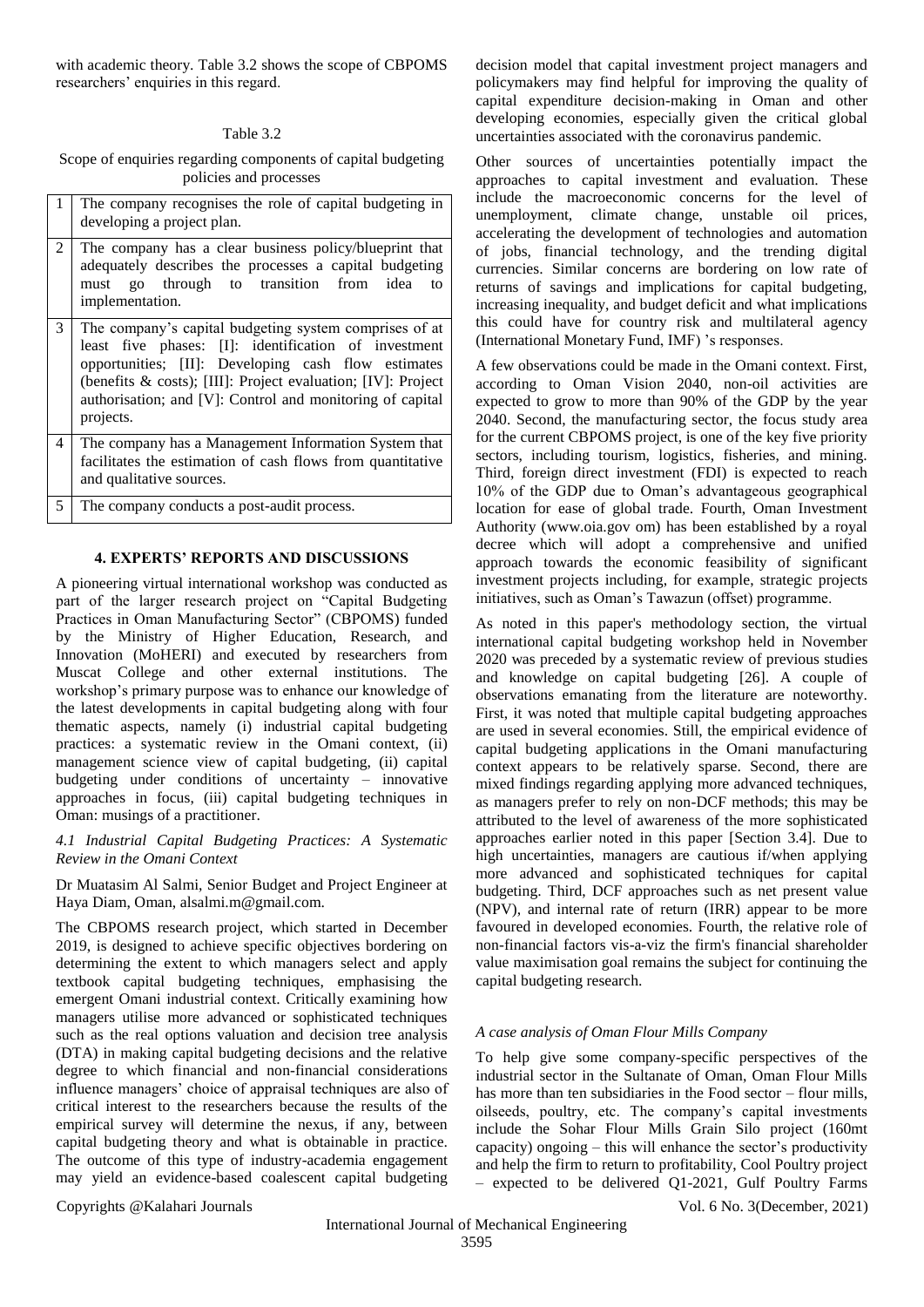with academic theory. Table 3.2 shows the scope of CBPOMS researchers' enquiries in this regard.

Table 3.2

Scope of enquiries regarding components of capital budgeting policies and processes

| | |
|---|---|
| 1 | The company recognises the role of capital budgeting in developing a project plan. |
| 2 | The company has a clear business policy/blueprint that adequately describes the processes a capital budgeting must go through to transition from idea to implementation. |
| 3 | The company's capital budgeting system comprises of at least five phases: [I]: identification of investment opportunities; [II]: Developing cash flow estimates (benefits & costs); [III]: Project evaluation; [IV]: Project authorisation; and [V]: Control and monitoring of capital projects. |
| 4 | The company has a Management Information System that facilitates the estimation of cash flows from quantitative and qualitative sources. |
| 5 | The company conducts a post-audit process. |

## 4. EXPERTS' REPORTS AND DISCUSSIONS

A pioneering virtual international workshop was conducted as part of the larger research project on "Capital Budgeting Practices in Oman Manufacturing Sector" (CBPOMS) funded by the Ministry of Higher Education, Research, and Innovation (MoHERI) and executed by researchers from Muscat College and other external institutions. The workshop's primary purpose was to enhance our knowledge of the latest developments in capital budgeting along with four thematic aspects, namely (i) industrial capital budgeting practices: a systematic review in the Omani context, (ii) management science view of capital budgeting, (ii) capital budgeting under conditions of uncertainty – innovative approaches in focus, (iii) capital budgeting techniques in Oman: musings of a practitioner.

### *4.1 Industrial Capital Budgeting Practices: A Systematic Review in the Omani Context*

Dr Muatasim Al Salmi, Senior Budget and Project Engineer at Haya Diam, Oman, alsalmi.m@gmail.com.

The CBPOMS research project, which started in December 2019, is designed to achieve specific objectives bordering on determining the extent to which managers select and apply textbook capital budgeting techniques, emphasising the emergent Omani industrial context. Critically examining how managers utilise more advanced or sophisticated techniques such as the real options valuation and decision tree analysis (DTA) in making capital budgeting decisions and the relative degree to which financial and non-financial considerations influence managers' choice of appraisal techniques are also of critical interest to the researchers because the results of the empirical survey will determine the nexus, if any, between capital budgeting theory and what is obtainable in practice. The outcome of this type of industry-academia engagement may yield an evidence-based coalescent capital budgeting decision model that capital investment project managers and policymakers may find helpful for improving the quality of capital expenditure decision-making in Oman and other developing economies, especially given the critical global uncertainties associated with the coronavirus pandemic.

Other sources of uncertainties potentially impact the approaches to capital investment and evaluation. These include the macroeconomic concerns for the level of unemployment, climate change, unstable oil prices, accelerating the development of technologies and automation of jobs, financial technology, and the trending digital currencies. Similar concerns are bordering on low rate of returns of savings and implications for capital budgeting, increasing inequality, and budget deficit and what implications this could have for country risk and multilateral agency (International Monetary Fund, IMF) 's responses.

A few observations could be made in the Omani context. First, according to Oman Vision 2040, non-oil activities are expected to grow to more than 90% of the GDP by the year 2040. Second, the manufacturing sector, the focus study area for the current CBPOMS project, is one of the key five priority sectors, including tourism, logistics, fisheries, and mining. Third, foreign direct investment (FDI) is expected to reach 10% of the GDP due to Oman's advantageous geographical location for ease of global trade. Fourth, Oman Investment Authority (www.oia.gov om) has been established by a royal decree which will adopt a comprehensive and unified approach towards the economic feasibility of significant investment projects including, for example, strategic projects initiatives, such as Oman's Tawazun (offset) programme.

As noted in this paper's methodology section, the virtual international capital budgeting workshop held in November 2020 was preceded by a systematic review of previous studies and knowledge on capital budgeting [26]. A couple of observations emanating from the literature are noteworthy. First, it was noted that multiple capital budgeting approaches are used in several economies. Still, the empirical evidence of capital budgeting applications in the Omani manufacturing context appears to be relatively sparse. Second, there are mixed findings regarding applying more advanced techniques, as managers prefer to rely on non-DCF methods; this may be attributed to the level of awareness of the more sophisticated approaches earlier noted in this paper [Section 3.4]. Due to high uncertainties, managers are cautious if/when applying more advanced and sophisticated techniques for capital budgeting. Third, DCF approaches such as net present value (NPV), and internal rate of return (IRR) appear to be more favoured in developed economies. Fourth, the relative role of non-financial factors vis-a-viz the firm's financial shareholder value maximisation goal remains the subject for continuing the capital budgeting research.

### *A case analysis of Oman Flour Mills Company*

To help give some company-specific perspectives of the industrial sector in the Sultanate of Oman, Oman Flour Mills has more than ten subsidiaries in the Food sector – flour mills, oilseeds, poultry, etc. The company's capital investments include the Sohar Flour Mills Grain Silo project (160mt capacity) ongoing – this will enhance the sector's productivity and help the firm to return to profitability, Cool Poultry project – expected to be delivered Q1-2021, Gulf Poultry Farms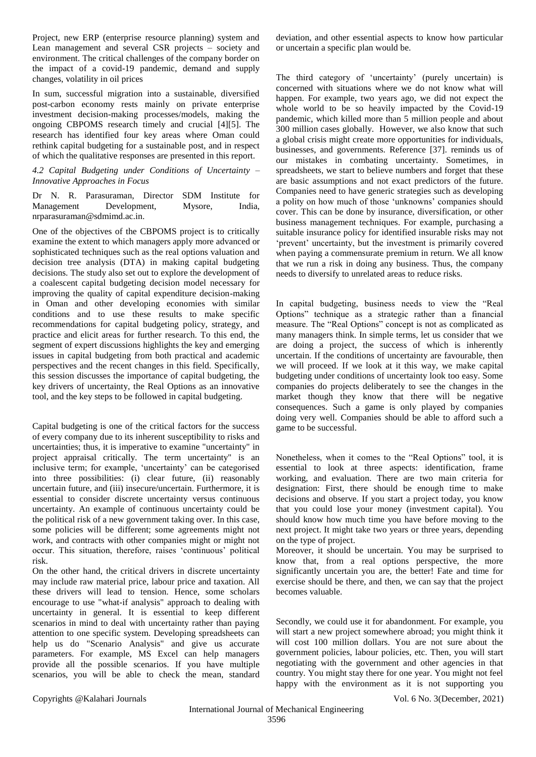Project, new ERP (enterprise resource planning) system and Lean management and several CSR projects – society and environment. The critical challenges of the company border on the impact of a covid-19 pandemic, demand and supply changes, volatility in oil prices

In sum, successful migration into a sustainable, diversified post-carbon economy rests mainly on private enterprise investment decision-making processes/models, making the ongoing CBPOMS research timely and crucial [4][5]. The research has identified four key areas where Oman could rethink capital budgeting for a sustainable post, and in respect of which the qualitative responses are presented in this report.

### *4.2 Capital Budgeting under Conditions of Uncertainty – Innovative Approaches in Focus*

Dr N. R. Parasuraman, Director SDM Institute for Management Development, Mysore, India, nrparasuraman@sdmimd.ac.in.

One of the objectives of the CBPOMS project is to critically examine the extent to which managers apply more advanced or sophisticated techniques such as the real options valuation and decision tree analysis (DTA) in making capital budgeting decisions. The study also set out to explore the development of a coalescent capital budgeting decision model necessary for improving the quality of capital expenditure decision-making in Oman and other developing economies with similar conditions and to use these results to make specific recommendations for capital budgeting policy, strategy, and practice and elicit areas for further research. To this end, the segment of expert discussions highlights the key and emerging issues in capital budgeting from both practical and academic perspectives and the recent changes in this field. Specifically, this session discusses the importance of capital budgeting, the key drivers of uncertainty, the Real Options as an innovative tool, and the key steps to be followed in capital budgeting.

Capital budgeting is one of the critical factors for the success of every company due to its inherent susceptibility to risks and uncertainties; thus, it is imperative to examine "uncertainty" in project appraisal critically. The term uncertainty" is an inclusive term; for example, 'uncertainty' can be categorised into three possibilities: (i) clear future, (ii) reasonably uncertain future, and (iii) insecure/uncertain. Furthermore, it is essential to consider discrete uncertainty versus continuous uncertainty. An example of continuous uncertainty could be the political risk of a new government taking over. In this case, some policies will be different; some agreements might not work, and contracts with other companies might or might not occur. This situation, therefore, raises 'continuous' political risk.

On the other hand, the critical drivers in discrete uncertainty may include raw material price, labour price and taxation. All these drivers will lead to tension. Hence, some scholars encourage to use "what-if analysis" approach to dealing with uncertainty in general. It is essential to keep different scenarios in mind to deal with uncertainty rather than paying attention to one specific system. Developing spreadsheets can help us do "Scenario Analysis" and give us accurate parameters. For example, MS Excel can help managers provide all the possible scenarios. If you have multiple scenarios, you will be able to check the mean, standard deviation, and other essential aspects to know how particular or uncertain a specific plan would be.

The third category of 'uncertainty' (purely uncertain) is concerned with situations where we do not know what will happen. For example, two years ago, we did not expect the whole world to be so heavily impacted by the Covid-19 pandemic, which killed more than 5 million people and about 300 million cases globally. However, we also know that such a global crisis might create more opportunities for individuals, businesses, and governments. Reference [37]. reminds us of our mistakes in combating uncertainty. Sometimes, in spreadsheets, we start to believe numbers and forget that these are basic assumptions and not exact predictors of the future. Companies need to have generic strategies such as developing a polity on how much of those 'unknowns' companies should cover. This can be done by insurance, diversification, or other business management techniques. For example, purchasing a suitable insurance policy for identified insurable risks may not 'prevent' uncertainty, but the investment is primarily covered when paying a commensurate premium in return. We all know that we run a risk in doing any business. Thus, the company needs to diversify to unrelated areas to reduce risks.

In capital budgeting, business needs to view the "Real Options" technique as a strategic rather than a financial measure. The "Real Options" concept is not as complicated as many managers think. In simple terms, let us consider that we are doing a project, the success of which is inherently uncertain. If the conditions of uncertainty are favourable, then we will proceed. If we look at it this way, we make capital budgeting under conditions of uncertainty look too easy. Some companies do projects deliberately to see the changes in the market though they know that there will be negative consequences. Such a game is only played by companies doing very well. Companies should be able to afford such a game to be successful.

Nonetheless, when it comes to the "Real Options" tool, it is essential to look at three aspects: identification, frame working, and evaluation. There are two main criteria for designation: First, there should be enough time to make decisions and observe. If you start a project today, you know that you could lose your money (investment capital). You should know how much time you have before moving to the next project. It might take two years or three years, depending on the type of project.

Moreover, it should be uncertain. You may be surprised to know that, from a real options perspective, the more significantly uncertain you are, the better! Fate and time for exercise should be there, and then, we can say that the project becomes valuable.

Secondly, we could use it for abandonment. For example, you will start a new project somewhere abroad; you might think it will cost 100 million dollars. You are not sure about the government policies, labour policies, etc. Then, you will start negotiating with the government and other agencies in that country. You might stay there for one year. You might not feel happy with the environment as it is not supporting you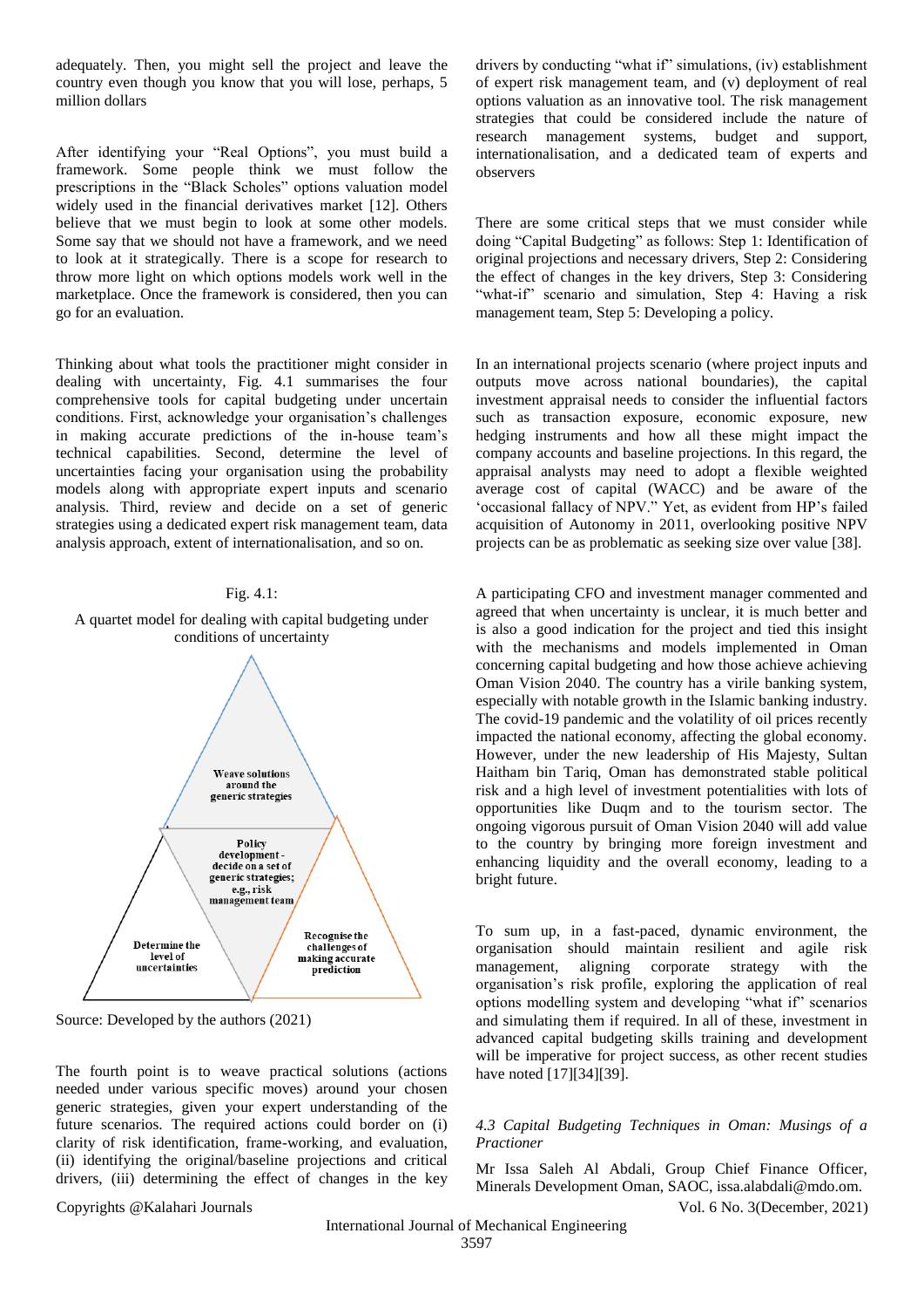adequately. Then, you might sell the project and leave the country even though you know that you will lose, perhaps, 5 million dollars

After identifying your "Real Options", you must build a framework. Some people think we must follow the prescriptions in the "Black Scholes" options valuation model widely used in the financial derivatives market [12]. Others believe that we must begin to look at some other models. Some say that we should not have a framework, and we need to look at it strategically. There is a scope for research to throw more light on which options models work well in the marketplace. Once the framework is considered, then you can go for an evaluation.

Thinking about what tools the practitioner might consider in dealing with uncertainty, Fig. 4.1 summarises the four comprehensive tools for capital budgeting under uncertain conditions. First, acknowledge your organisation's challenges in making accurate predictions of the in-house team's technical capabilities. Second, determine the level of uncertainties facing your organisation using the probability models along with appropriate expert inputs and scenario analysis. Third, review and decide on a set of generic strategies using a dedicated expert risk management team, data analysis approach, extent of internationalisation, and so on.

Fig. 4.1:

A quartet model for dealing with capital budgeting under conditions of uncertainty

Weave solutions around the generic strategies

Policy development - decide on a set of generic strategies; e.g., risk management team

Determine the level of uncertainties

Recognise the challenges of making accurate prediction

Source: Developed by the authors (2021)

The fourth point is to weave practical solutions (actions needed under various specific moves) around your chosen generic strategies, given your expert understanding of the future scenarios. The required actions could border on (i) clarity of risk identification, frame-working, and evaluation, (ii) identifying the original/baseline projections and critical drivers, (iii) determining the effect of changes in the key drivers by conducting "what if" simulations, (iv) establishment of expert risk management team, and (v) deployment of real options valuation as an innovative tool. The risk management strategies that could be considered include the nature of research management systems, budget and support, internationalisation, and a dedicated team of experts and observers

There are some critical steps that we must consider while doing "Capital Budgeting" as follows: Step 1: Identification of original projections and necessary drivers, Step 2: Considering the effect of changes in the key drivers, Step 3: Considering "what-if" scenario and simulation, Step 4: Having a risk management team, Step 5: Developing a policy.

In an international projects scenario (where project inputs and outputs move across national boundaries), the capital investment appraisal needs to consider the influential factors such as transaction exposure, economic exposure, new hedging instruments and how all these might impact the company accounts and baseline projections. In this regard, the appraisal analysts may need to adopt a flexible weighted average cost of capital (WACC) and be aware of the 'occasional fallacy of NPV." Yet, as evident from HP's failed acquisition of Autonomy in 2011, overlooking positive NPV projects can be as problematic as seeking size over value [38].

A participating CFO and investment manager commented and agreed that when uncertainty is unclear, it is much better and is also a good indication for the project and tied this insight with the mechanisms and models implemented in Oman concerning capital budgeting and how those achieve achieving Oman Vision 2040. The country has a virile banking system, especially with notable growth in the Islamic banking industry. The covid-19 pandemic and the volatility of oil prices recently impacted the national economy, affecting the global economy. However, under the new leadership of His Majesty, Sultan Haitham bin Tariq, Oman has demonstrated stable political risk and a high level of investment potentialities with lots of opportunities like Duqm and to the tourism sector. The ongoing vigorous pursuit of Oman Vision 2040 will add value to the country by bringing more foreign investment and enhancing liquidity and the overall economy, leading to a bright future.

To sum up, in a fast-paced, dynamic environment, the organisation should maintain resilient and agile risk management, aligning corporate strategy with the organisation's risk profile, exploring the application of real options modelling system and developing "what if" scenarios and simulating them if required. In all of these, investment in advanced capital budgeting skills training and development will be imperative for project success, as other recent studies have noted [17][34][39].

### *4.3 Capital Budgeting Techniques in Oman: Musings of a Practioner*

Mr Issa Saleh Al Abdali, Group Chief Finance Officer, Minerals Development Oman, SAOC, issa.alabdali@mdo.om.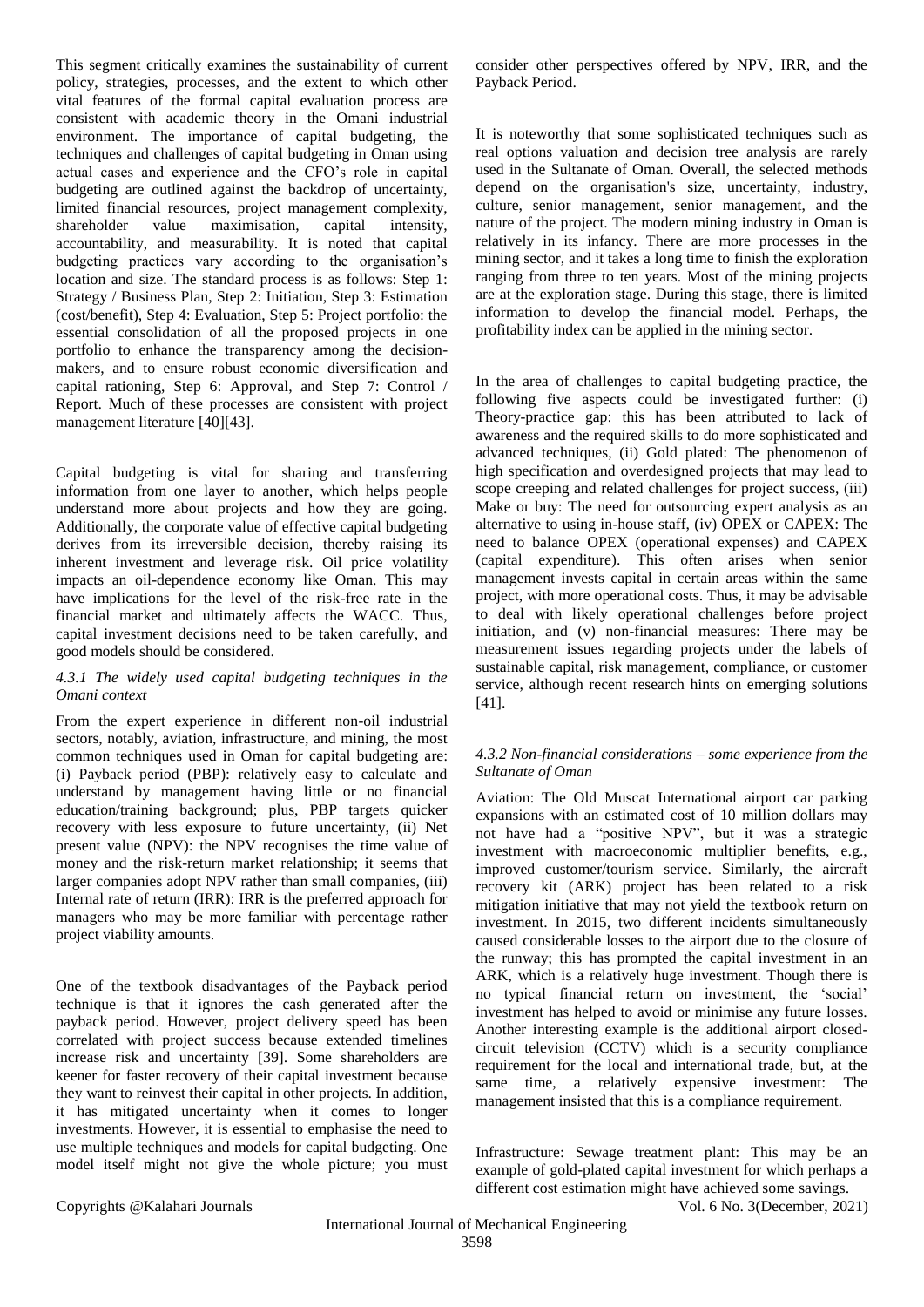This segment critically examines the sustainability of current policy, strategies, processes, and the extent to which other vital features of the formal capital evaluation process are consistent with academic theory in the Omani industrial environment. The importance of capital budgeting, the techniques and challenges of capital budgeting in Oman using actual cases and experience and the CFO's role in capital budgeting are outlined against the backdrop of uncertainty, limited financial resources, project management complexity, shareholder value maximisation, capital intensity, accountability, and measurability. It is noted that capital budgeting practices vary according to the organisation's location and size. The standard process is as follows: Step 1: Strategy / Business Plan, Step 2: Initiation, Step 3: Estimation (cost/benefit), Step 4: Evaluation, Step 5: Project portfolio: the essential consolidation of all the proposed projects in one portfolio to enhance the transparency among the decision-makers, and to ensure robust economic diversification and capital rationing, Step 6: Approval, and Step 7: Control / Report. Much of these processes are consistent with project management literature [40][43].

Capital budgeting is vital for sharing and transferring information from one layer to another, which helps people understand more about projects and how they are going. Additionally, the corporate value of effective capital budgeting derives from its irreversible decision, thereby raising its inherent investment and leverage risk. Oil price volatility impacts an oil-dependence economy like Oman. This may have implications for the level of the risk-free rate in the financial market and ultimately affects the WACC. Thus, capital investment decisions need to be taken carefully, and good models should be considered.

#### *4.3.1 The widely used capital budgeting techniques in the Omani context*

From the expert experience in different non-oil industrial sectors, notably, aviation, infrastructure, and mining, the most common techniques used in Oman for capital budgeting are: (i) Payback period (PBP): relatively easy to calculate and understand by management having little or no financial education/training background; plus, PBP targets quicker recovery with less exposure to future uncertainty, (ii) Net present value (NPV): the NPV recognises the time value of money and the risk-return market relationship; it seems that larger companies adopt NPV rather than small companies, (iii) Internal rate of return (IRR): IRR is the preferred approach for managers who may be more familiar with percentage rather project viability amounts.

One of the textbook disadvantages of the Payback period technique is that it ignores the cash generated after the payback period. However, project delivery speed has been correlated with project success because extended timelines increase risk and uncertainty [39]. Some shareholders are keener for faster recovery of their capital investment because they want to reinvest their capital in other projects. In addition, it has mitigated uncertainty when it comes to longer investments. However, it is essential to emphasise the need to use multiple techniques and models for capital budgeting. One model itself might not give the whole picture; you must consider other perspectives offered by NPV, IRR, and the Payback Period.

It is noteworthy that some sophisticated techniques such as real options valuation and decision tree analysis are rarely used in the Sultanate of Oman. Overall, the selected methods depend on the organisation's size, uncertainty, industry, culture, senior management, senior management, and the nature of the project. The modern mining industry in Oman is relatively in its infancy. There are more processes in the mining sector, and it takes a long time to finish the exploration ranging from three to ten years. Most of the mining projects are at the exploration stage. During this stage, there is limited information to develop the financial model. Perhaps, the profitability index can be applied in the mining sector.

In the area of challenges to capital budgeting practice, the following five aspects could be investigated further: (i) Theory-practice gap: this has been attributed to lack of awareness and the required skills to do more sophisticated and advanced techniques, (ii) Gold plated: The phenomenon of high specification and overdesigned projects that may lead to scope creeping and related challenges for project success, (iii) Make or buy: The need for outsourcing expert analysis as an alternative to using in-house staff, (iv) OPEX or CAPEX: The need to balance OPEX (operational expenses) and CAPEX (capital expenditure). This often arises when senior management invests capital in certain areas within the same project, with more operational costs. Thus, it may be advisable to deal with likely operational challenges before project initiation, and (v) non-financial measures: There may be measurement issues regarding projects under the labels of sustainable capital, risk management, compliance, or customer service, although recent research hints on emerging solutions [41].

#### *4.3.2 Non-financial considerations – some experience from the Sultanate of Oman*

Aviation: The Old Muscat International airport car parking expansions with an estimated cost of 10 million dollars may not have had a "positive NPV", but it was a strategic investment with macroeconomic multiplier benefits, e.g., improved customer/tourism service. Similarly, the aircraft recovery kit (ARK) project has been related to a risk mitigation initiative that may not yield the textbook return on investment. In 2015, two different incidents simultaneously caused considerable losses to the airport due to the closure of the runway; this has prompted the capital investment in an ARK, which is a relatively huge investment. Though there is no typical financial return on investment, the 'social' investment has helped to avoid or minimise any future losses. Another interesting example is the additional airport closed-circuit television (CCTV) which is a security compliance requirement for the local and international trade, but, at the same time, a relatively expensive investment: The management insisted that this is a compliance requirement.

Infrastructure: Sewage treatment plant: This may be an example of gold-plated capital investment for which perhaps a different cost estimation might have achieved some savings.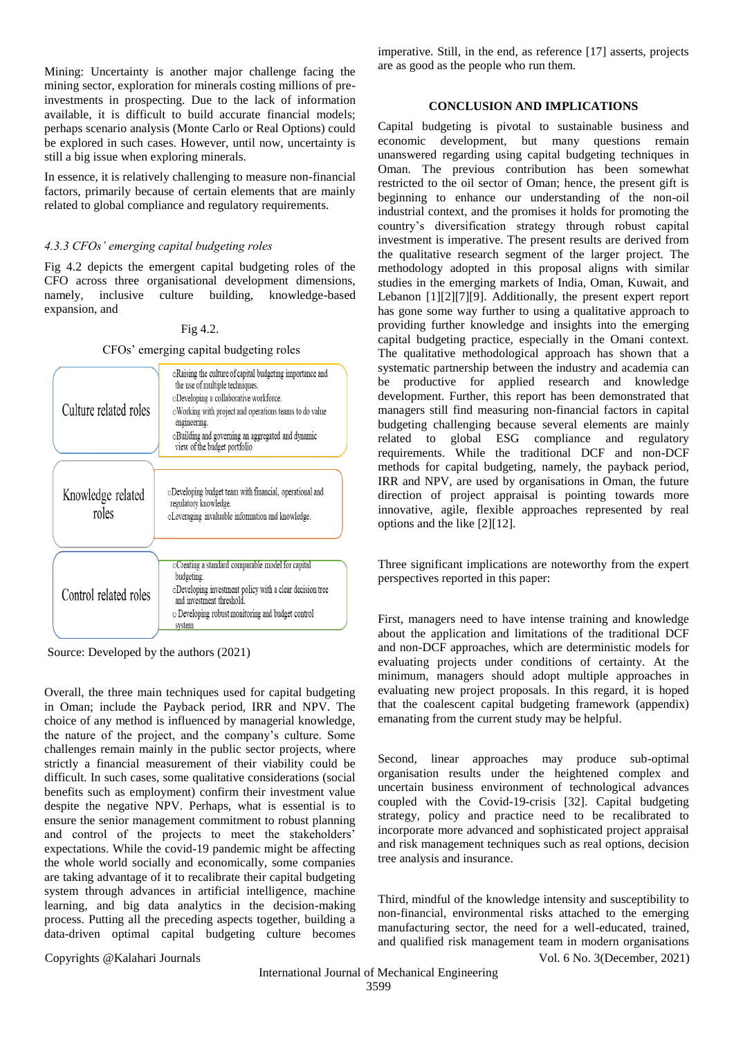Mining: Uncertainty is another major challenge facing the mining sector, exploration for minerals costing millions of pre-investments in prospecting. Due to the lack of information available, it is difficult to build accurate financial models; perhaps scenario analysis (Monte Carlo or Real Options) could be explored in such cases. However, until now, uncertainty is still a big issue when exploring minerals.

In essence, it is relatively challenging to measure non-financial factors, primarily because of certain elements that are mainly related to global compliance and regulatory requirements.

*4.3.3 CFOs' emerging capital budgeting roles*

Fig 4.2 depicts the emergent capital budgeting roles of the CFO across three organisational development dimensions, namely, inclusive culture building, knowledge-based expansion, and

Fig 4.2.

CFOs' emerging capital budgeting roles

| Role | Description |
|---|---|
| Culture related roles | ○Raising the culture of capital budgeting importance and the use of multiple techniques.<br>○Developing a collaborative workforce.<br>○Working with project and operations teams to do value engineering.<br>○Building and governing an aggregated and dynamic view of the budget portfolio |
| Knowledge related roles | ○Developing budget team with financial, operational and regulatory knowledge.<br>○Leveraging invaluable information and knowledge. |
| Control related roles | ○Creating a standard comparable model for capital budgeting.<br>○Developing investment policy with a clear decision tree and investment threshold.<br>○Developing robust monitoring and budget control system |

Source: Developed by the authors (2021)

Overall, the three main techniques used for capital budgeting in Oman; include the Payback period, IRR and NPV. The choice of any method is influenced by managerial knowledge, the nature of the project, and the company's culture. Some challenges remain mainly in the public sector projects, where strictly a financial measurement of their viability could be difficult. In such cases, some qualitative considerations (social benefits such as employment) confirm their investment value despite the negative NPV. Perhaps, what is essential is to ensure the senior management commitment to robust planning and control of the projects to meet the stakeholders' expectations. While the covid-19 pandemic might be affecting the whole world socially and economically, some companies are taking advantage of it to recalibrate their capital budgeting system through advances in artificial intelligence, machine learning, and big data analytics in the decision-making process. Putting all the preceding aspects together, building a data-driven optimal capital budgeting culture becomes imperative. Still, in the end, as reference [17] asserts, projects are as good as the people who run them.

## CONCLUSION AND IMPLICATIONS

Capital budgeting is pivotal to sustainable business and economic development, but many questions remain unanswered regarding using capital budgeting techniques in Oman. The previous contribution has been somewhat restricted to the oil sector of Oman; hence, the present gift is beginning to enhance our understanding of the non-oil industrial context, and the promises it holds for promoting the country's diversification strategy through robust capital investment is imperative. The present results are derived from the qualitative research segment of the larger project. The methodology adopted in this proposal aligns with similar studies in the emerging markets of India, Oman, Kuwait, and Lebanon [1][2][7][9]. Additionally, the present expert report has gone some way further to using a qualitative approach to providing further knowledge and insights into the emerging capital budgeting practice, especially in the Omani context. The qualitative methodological approach has shown that a systematic partnership between the industry and academia can be productive for applied research and knowledge development. Further, this report has been demonstrated that managers still find measuring non-financial factors in capital budgeting challenging because several elements are mainly related to global ESG compliance and regulatory requirements. While the traditional DCF and non-DCF methods for capital budgeting, namely, the payback period, IRR and NPV, are used by organisations in Oman, the future direction of project appraisal is pointing towards more innovative, agile, flexible approaches represented by real options and the like [2][12].

Three significant implications are noteworthy from the expert perspectives reported in this paper:

First, managers need to have intense training and knowledge about the application and limitations of the traditional DCF and non-DCF approaches, which are deterministic models for evaluating projects under conditions of certainty. At the minimum, managers should adopt multiple approaches in evaluating new project proposals. In this regard, it is hoped that the coalescent capital budgeting framework (appendix) emanating from the current study may be helpful.

Second, linear approaches may produce sub-optimal organisation results under the heightened complex and uncertain business environment of technological advances coupled with the Covid-19-crisis [32]. Capital budgeting strategy, policy and practice need to be recalibrated to incorporate more advanced and sophisticated project appraisal and risk management techniques such as real options, decision tree analysis and insurance.

Third, mindful of the knowledge intensity and susceptibility to non-financial, environmental risks attached to the emerging manufacturing sector, the need for a well-educated, trained, and qualified risk management team in modern organisations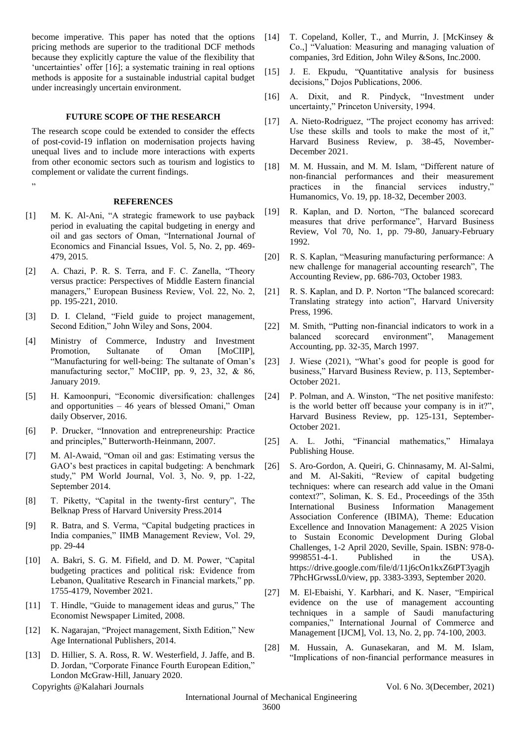become imperative. This paper has noted that the options pricing methods are superior to the traditional DCF methods because they explicitly capture the value of the flexibility that 'uncertainties' offer [16]; a systematic training in real options methods is apposite for a sustainable industrial capital budget under increasingly uncertain environment.

### FUTURE SCOPE OF THE RESEARCH

The research scope could be extended to consider the effects of post-covid-19 inflation on modernisation projects having unequal lives and to include more interactions with experts from other economic sectors such as tourism and logistics to complement or validate the current findings.

"

### REFERENCES

[1] M. K. Al-Ani, "A strategic framework to use payback period in evaluating the capital budgeting in energy and oil and gas sectors of Oman, "International Journal of Economics and Financial Issues, Vol. 5, No. 2, pp. 469-479, 2015.

[2] A. Chazi, P. R. S. Terra, and F. C. Zanella, "Theory versus practice: Perspectives of Middle Eastern financial managers," European Business Review, Vol. 22, No. 2, pp. 195-221, 2010.

[3] D. I. Cleland, "Field guide to project management, Second Edition," John Wiley and Sons, 2004.

[4] Ministry of Commerce, Industry and Investment Promotion, Sultanate of Oman [MoCIIP], "Manufacturing for well-being: The sultanate of Oman's manufacturing sector," MoCIIP, pp. 9, 23, 32, & 86, January 2019.

[5] H. Kamoonpuri, "Economic diversification: challenges and opportunities – 46 years of blessed Omani," Oman daily Observer, 2016.

[6] P. Drucker, "Innovation and entrepreneurship: Practice and principles," Butterworth-Heinmann, 2007.

[7] M. Al-Awaid, "Oman oil and gas: Estimating versus the GAO's best practices in capital budgeting: A benchmark study," PM World Journal, Vol. 3, No. 9, pp. 1-22, September 2014.

[8] T. Piketty, "Capital in the twenty-first century", The Belknap Press of Harvard University Press.2014

[9] R. Batra, and S. Verma, "Capital budgeting practices in India companies," IIMB Management Review, Vol. 29, pp. 29-44

[10] A. Bakri, S. G. M. Fifield, and D. M. Power, "Capital budgeting practices and political risk: Evidence from Lebanon, Qualitative Research in Financial markets," pp. 1755-4179, November 2021.

[11] T. Hindle, "Guide to management ideas and gurus," The Economist Newspaper Limited, 2008.

[12] K. Nagarajan, "Project management, Sixth Edition," New Age International Publishers, 2014.

[13] D. Hillier, S. A. Ross, R. W. Westerfield, J. Jaffe, and B. D. Jordan, "Corporate Finance Fourth European Edition," London McGraw-Hill, January 2020.

[14] T. Copeland, Koller, T., and Murrin, J. [McKinsey & Co.,] "Valuation: Measuring and managing valuation of companies, 3rd Edition, John Wiley &Sons, Inc.2000.

[15] J. E. Ekpudu, "Quantitative analysis for business decisions," Dojos Publications, 2006.

[16] A. Dixit, and R. Pindyck, "Investment under uncertainty," Princeton University, 1994.

[17] A. Nieto-Rodriguez, "The project economy has arrived: Use these skills and tools to make the most of it," Harvard Business Review, p. 38-45, November-December 2021.

[18] M. M. Hussain, and M. M. Islam, "Different nature of non-financial performances and their measurement practices in the financial services industry," Humanomics, Vo. 19, pp. 18-32, December 2003.

[19] R. Kaplan, and D. Norton, "The balanced scorecard measures that drive performance", Harvard Business Review, Vol 70, No. 1, pp. 79-80, January-February 1992.

[20] R. S. Kaplan, "Measuring manufacturing performance: A new challenge for managerial accounting research", The Accounting Review, pp. 686-703, October 1983.

[21] R. S. Kaplan, and D. P. Norton "The balanced scorecard: Translating strategy into action", Harvard University Press, 1996.

[22] M. Smith, "Putting non-financial indicators to work in a balanced scorecard environment", Management Accounting, pp. 32-35, March 1997.

[23] J. Wiese (2021), "What's good for people is good for business," Harvard Business Review, p. 113, September-October 2021.

[24] P. Polman, and A. Winston, "The net positive manifesto: is the world better off because your company is in it?", Harvard Business Review, pp. 125-131, September-October 2021.

[25] A. L. Jothi, "Financial mathematics," Himalaya Publishing House.

[26] S. Aro-Gordon, A. Queiri, G. Chinnasamy, M. Al-Salmi, and M. Al-Sakiti, "Review of capital budgeting techniques: where can research add value in the Omani context?", Soliman, K. S. Ed., Proceedings of the 35th International Business Information Management Association Conference (IBIMA), Theme: Education Excellence and Innovation Management: A 2025 Vision to Sustain Economic Development During Global Challenges, 1-2 April 2020, Seville, Spain. ISBN: 978-0-9998551-4-1. Published in the USA). https://drive.google.com/file/d/11j6cOn1kxZ6tPT3yagjh7PhcHGrwssL0/view, pp. 3383-3393, September 2020.

[27] M. El-Ebaishi, Y. Karbhari, and K. Naser, "Empirical evidence on the use of management accounting techniques in a sample of Saudi manufacturing companies," International Journal of Commerce and Management [IJCM], Vol. 13, No. 2, pp. 74-100, 2003.

[28] M. Hussain, A. Gunasekaran, and M. M. Islam, "Implications of non-financial performance measures in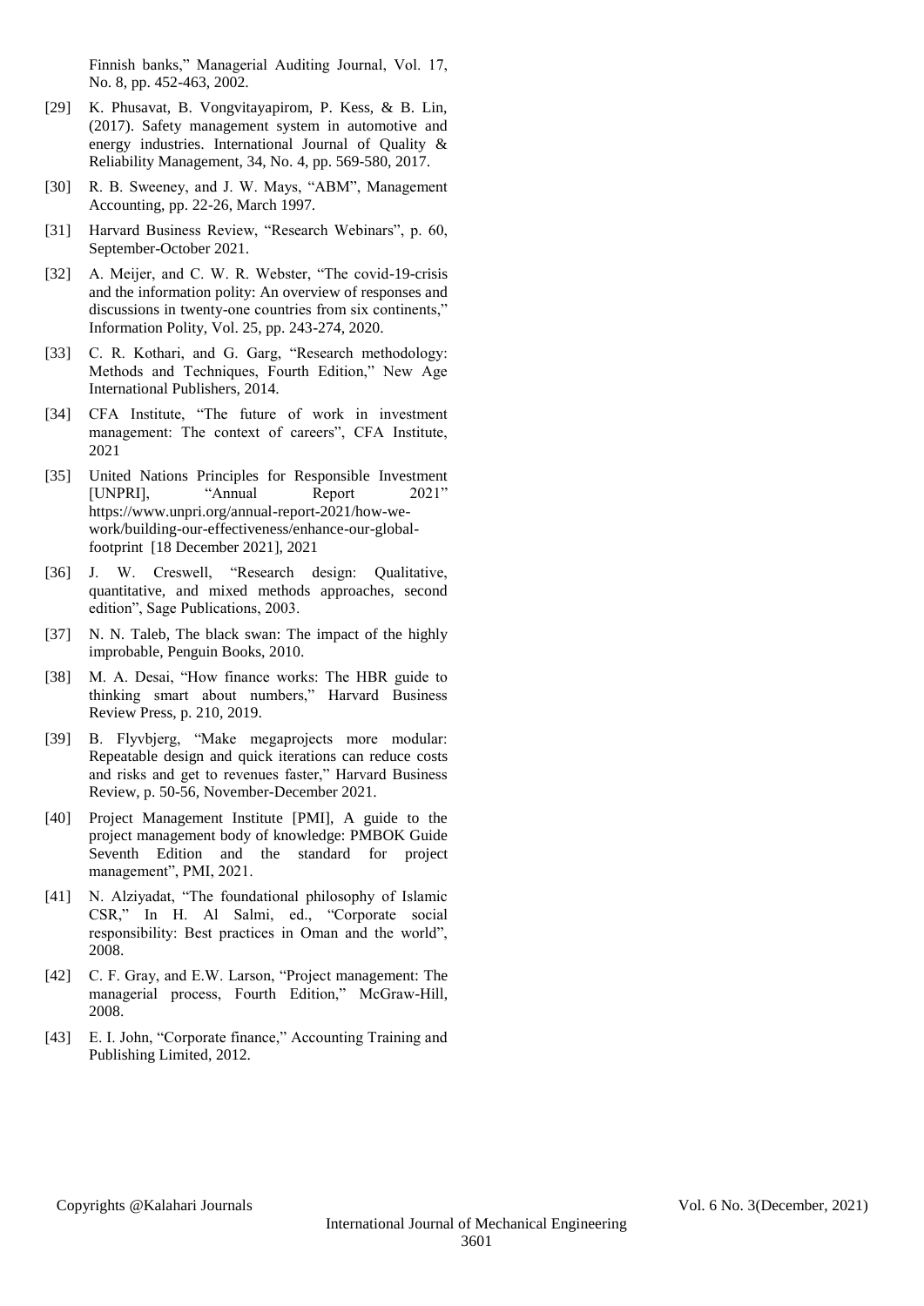Finnish banks," Managerial Auditing Journal, Vol. 17, No. 8, pp. 452-463, 2002.

[29] K. Phusavat, B. Vongvitayapirom, P. Kess, & B. Lin, (2017). Safety management system in automotive and energy industries. International Journal of Quality & Reliability Management, 34, No. 4, pp. 569-580, 2017.

[30] R. B. Sweeney, and J. W. Mays, "ABM", Management Accounting, pp. 22-26, March 1997.

[31] Harvard Business Review, "Research Webinars", p. 60, September-October 2021.

[32] A. Meijer, and C. W. R. Webster, "The covid-19-crisis and the information polity: An overview of responses and discussions in twenty-one countries from six continents," Information Polity, Vol. 25, pp. 243-274, 2020.

[33] C. R. Kothari, and G. Garg, "Research methodology: Methods and Techniques, Fourth Edition," New Age International Publishers, 2014.

[34] CFA Institute, "The future of work in investment management: The context of careers", CFA Institute, 2021

[35] United Nations Principles for Responsible Investment [UNPRI], "Annual Report 2021" https://www.unpri.org/annual-report-2021/how-we-work/building-our-effectiveness/enhance-our-global-footprint [18 December 2021], 2021

[36] J. W. Creswell, "Research design: Qualitative, quantitative, and mixed methods approaches, second edition", Sage Publications, 2003.

[37] N. N. Taleb, The black swan: The impact of the highly improbable, Penguin Books, 2010.

[38] M. A. Desai, "How finance works: The HBR guide to thinking smart about numbers," Harvard Business Review Press, p. 210, 2019.

[39] B. Flyvbjerg, "Make megaprojects more modular: Repeatable design and quick iterations can reduce costs and risks and get to revenues faster," Harvard Business Review, p. 50-56, November-December 2021.

[40] Project Management Institute [PMI], A guide to the project management body of knowledge: PMBOK Guide Seventh Edition and the standard for project management", PMI, 2021.

[41] N. Alziyadat, "The foundational philosophy of Islamic CSR," In H. Al Salmi, ed., "Corporate social responsibility: Best practices in Oman and the world", 2008.

[42] C. F. Gray, and E.W. Larson, "Project management: The managerial process, Fourth Edition," McGraw-Hill, 2008.

[43] E. I. John, "Corporate finance," Accounting Training and Publishing Limited, 2012.